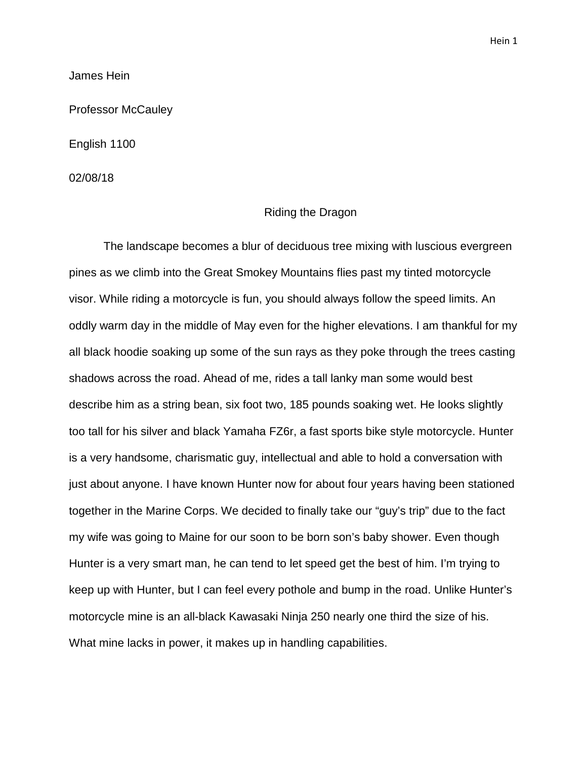James Hein

Professor McCauley

English 1100

02/08/18

# Riding the Dragon

The landscape becomes a blur of deciduous tree mixing with luscious evergreen pines as we climb into the Great Smokey Mountains flies past my tinted motorcycle visor. While riding a motorcycle is fun, you should always follow the speed limits. An oddly warm day in the middle of May even for the higher elevations. I am thankful for my all black hoodie soaking up some of the sun rays as they poke through the trees casting shadows across the road. Ahead of me, rides a tall lanky man some would best describe him as a string bean, six foot two, 185 pounds soaking wet. He looks slightly too tall for his silver and black Yamaha FZ6r, a fast sports bike style motorcycle. Hunter is a very handsome, charismatic guy, intellectual and able to hold a conversation with just about anyone. I have known Hunter now for about four years having been stationed together in the Marine Corps. We decided to finally take our “guy’s trip” due to the fact my wife was going to Maine for our soon to be born son’s baby shower. Even though Hunter is a very smart man, he can tend to let speed get the best of him. I’m trying to keep up with Hunter, but I can feel every pothole and bump in the road. Unlike Hunter’s motorcycle mine is an all-black Kawasaki Ninja 250 nearly one third the size of his. What mine lacks in power, it makes up in handling capabilities.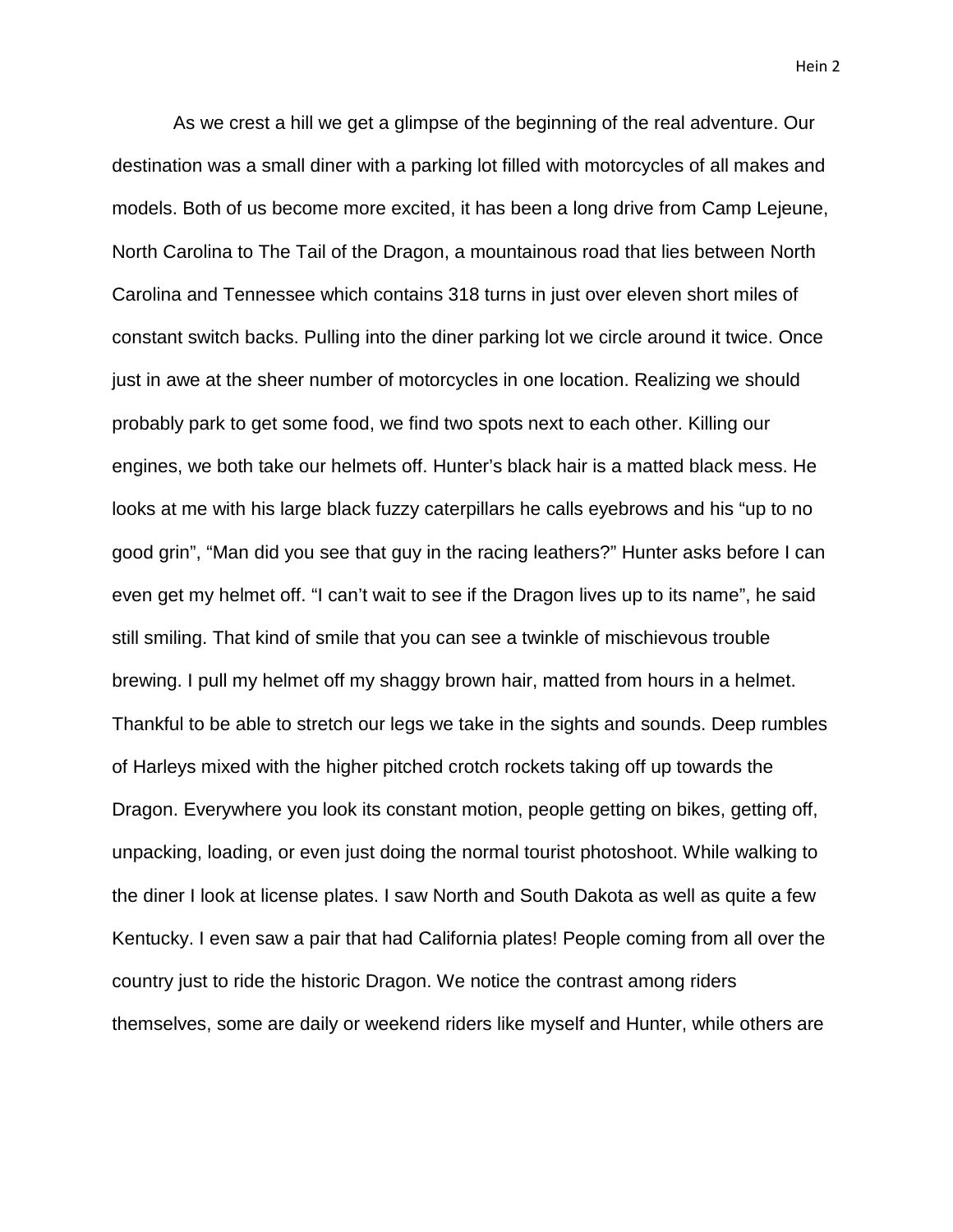As we crest a hill we get a glimpse of the beginning of the real adventure. Our destination was a small diner with a parking lot filled with motorcycles of all makes and models. Both of us become more excited, it has been a long drive from Camp Lejeune, North Carolina to The Tail of the Dragon, a mountainous road that lies between North Carolina and Tennessee which contains 318 turns in just over eleven short miles of constant switch backs. Pulling into the diner parking lot we circle around it twice. Once just in awe at the sheer number of motorcycles in one location. Realizing we should probably park to get some food, we find two spots next to each other. Killing our engines, we both take our helmets off. Hunter's black hair is a matted black mess. He looks at me with his large black fuzzy caterpillars he calls eyebrows and his "up to no good grin", "Man did you see that guy in the racing leathers?" Hunter asks before I can even get my helmet off. "I can't wait to see if the Dragon lives up to its name", he said still smiling. That kind of smile that you can see a twinkle of mischievous trouble brewing. I pull my helmet off my shaggy brown hair, matted from hours in a helmet. Thankful to be able to stretch our legs we take in the sights and sounds. Deep rumbles of Harleys mixed with the higher pitched crotch rockets taking off up towards the Dragon. Everywhere you look its constant motion, people getting on bikes, getting off, unpacking, loading, or even just doing the normal tourist photoshoot. While walking to the diner I look at license plates. I saw North and South Dakota as well as quite a few Kentucky. I even saw a pair that had California plates! People coming from all over the country just to ride the historic Dragon. We notice the contrast among riders themselves, some are daily or weekend riders like myself and Hunter, while others are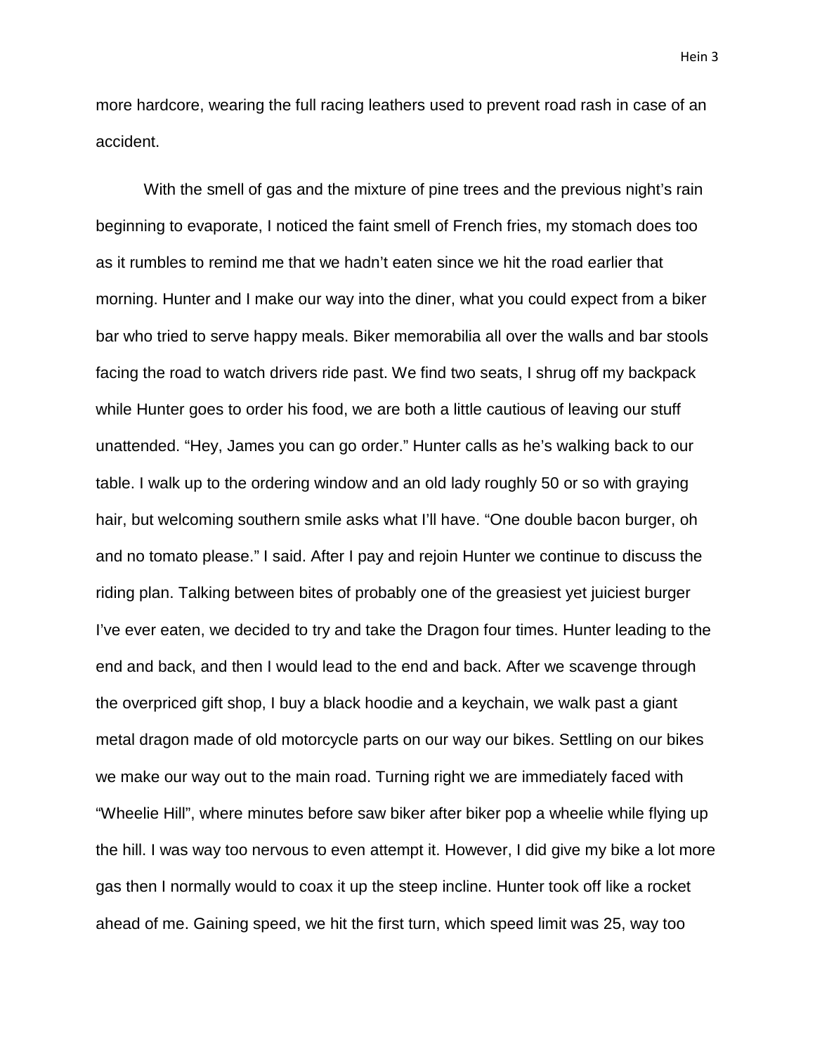more hardcore, wearing the full racing leathers used to prevent road rash in case of an accident.

With the smell of gas and the mixture of pine trees and the previous night's rain beginning to evaporate, I noticed the faint smell of French fries, my stomach does too as it rumbles to remind me that we hadn't eaten since we hit the road earlier that morning. Hunter and I make our way into the diner, what you could expect from a biker bar who tried to serve happy meals. Biker memorabilia all over the walls and bar stools facing the road to watch drivers ride past. We find two seats, I shrug off my backpack while Hunter goes to order his food, we are both a little cautious of leaving our stuff unattended. "Hey, James you can go order." Hunter calls as he's walking back to our table. I walk up to the ordering window and an old lady roughly 50 or so with graying hair, but welcoming southern smile asks what I'll have. "One double bacon burger, oh and no tomato please." I said. After I pay and rejoin Hunter we continue to discuss the riding plan. Talking between bites of probably one of the greasiest yet juiciest burger I've ever eaten, we decided to try and take the Dragon four times. Hunter leading to the end and back, and then I would lead to the end and back. After we scavenge through the overpriced gift shop, I buy a black hoodie and a keychain, we walk past a giant metal dragon made of old motorcycle parts on our way our bikes. Settling on our bikes we make our way out to the main road. Turning right we are immediately faced with "Wheelie Hill", where minutes before saw biker after biker pop a wheelie while flying up the hill. I was way too nervous to even attempt it. However, I did give my bike a lot more gas then I normally would to coax it up the steep incline. Hunter took off like a rocket ahead of me. Gaining speed, we hit the first turn, which speed limit was 25, way too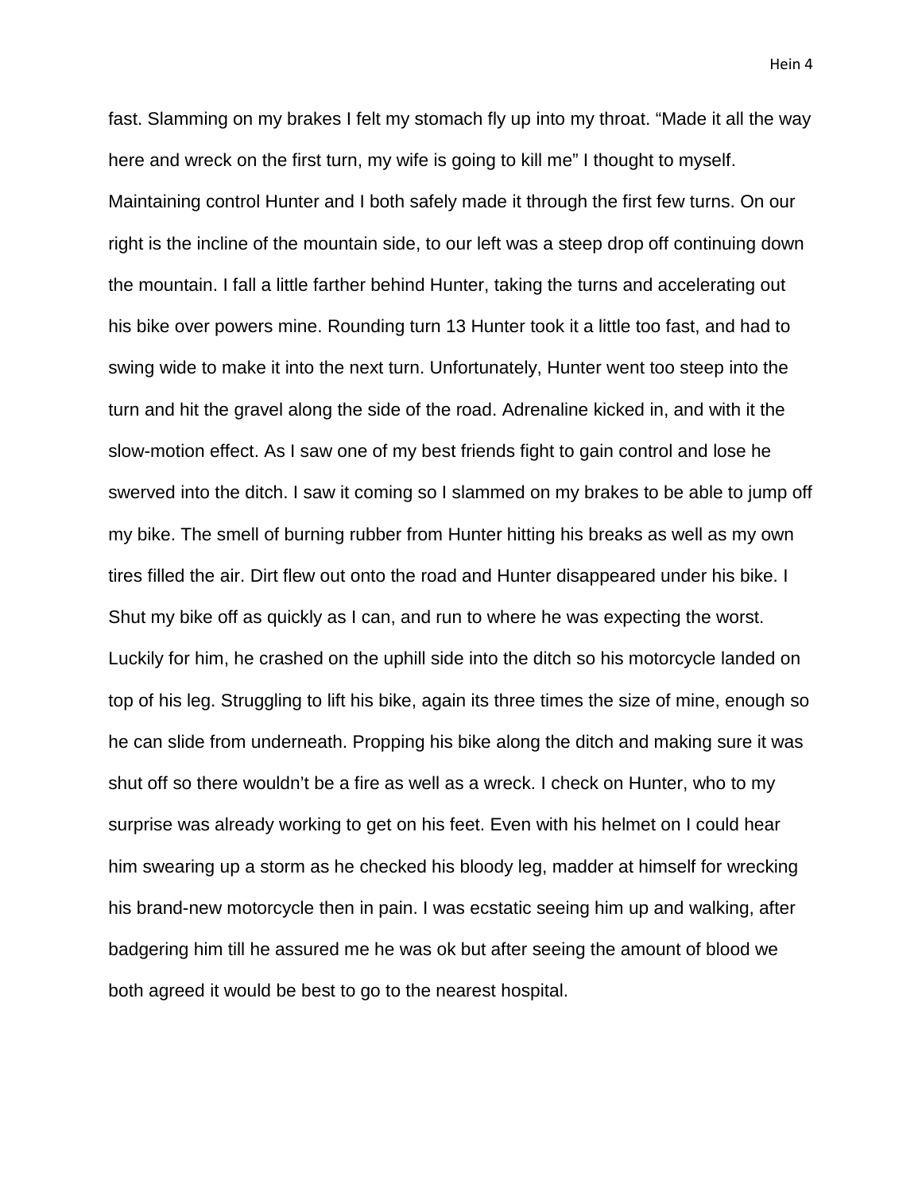fast. Slamming on my brakes I felt my stomach fly up into my throat. "Made it all the way here and wreck on the first turn, my wife is going to kill me" I thought to myself. Maintaining control Hunter and I both safely made it through the first few turns. On our right is the incline of the mountain side, to our left was a steep drop off continuing down the mountain. I fall a little farther behind Hunter, taking the turns and accelerating out his bike over powers mine. Rounding turn 13 Hunter took it a little too fast, and had to swing wide to make it into the next turn. Unfortunately, Hunter went too steep into the turn and hit the gravel along the side of the road. Adrenaline kicked in, and with it the slow-motion effect. As I saw one of my best friends fight to gain control and lose he swerved into the ditch. I saw it coming so I slammed on my brakes to be able to jump off my bike. The smell of burning rubber from Hunter hitting his breaks as well as my own tires filled the air. Dirt flew out onto the road and Hunter disappeared under his bike. I Shut my bike off as quickly as I can, and run to where he was expecting the worst. Luckily for him, he crashed on the uphill side into the ditch so his motorcycle landed on top of his leg. Struggling to lift his bike, again its three times the size of mine, enough so he can slide from underneath. Propping his bike along the ditch and making sure it was shut off so there wouldn't be a fire as well as a wreck. I check on Hunter, who to my surprise was already working to get on his feet. Even with his helmet on I could hear him swearing up a storm as he checked his bloody leg, madder at himself for wrecking his brand-new motorcycle then in pain. I was ecstatic seeing him up and walking, after badgering him till he assured me he was ok but after seeing the amount of blood we both agreed it would be best to go to the nearest hospital.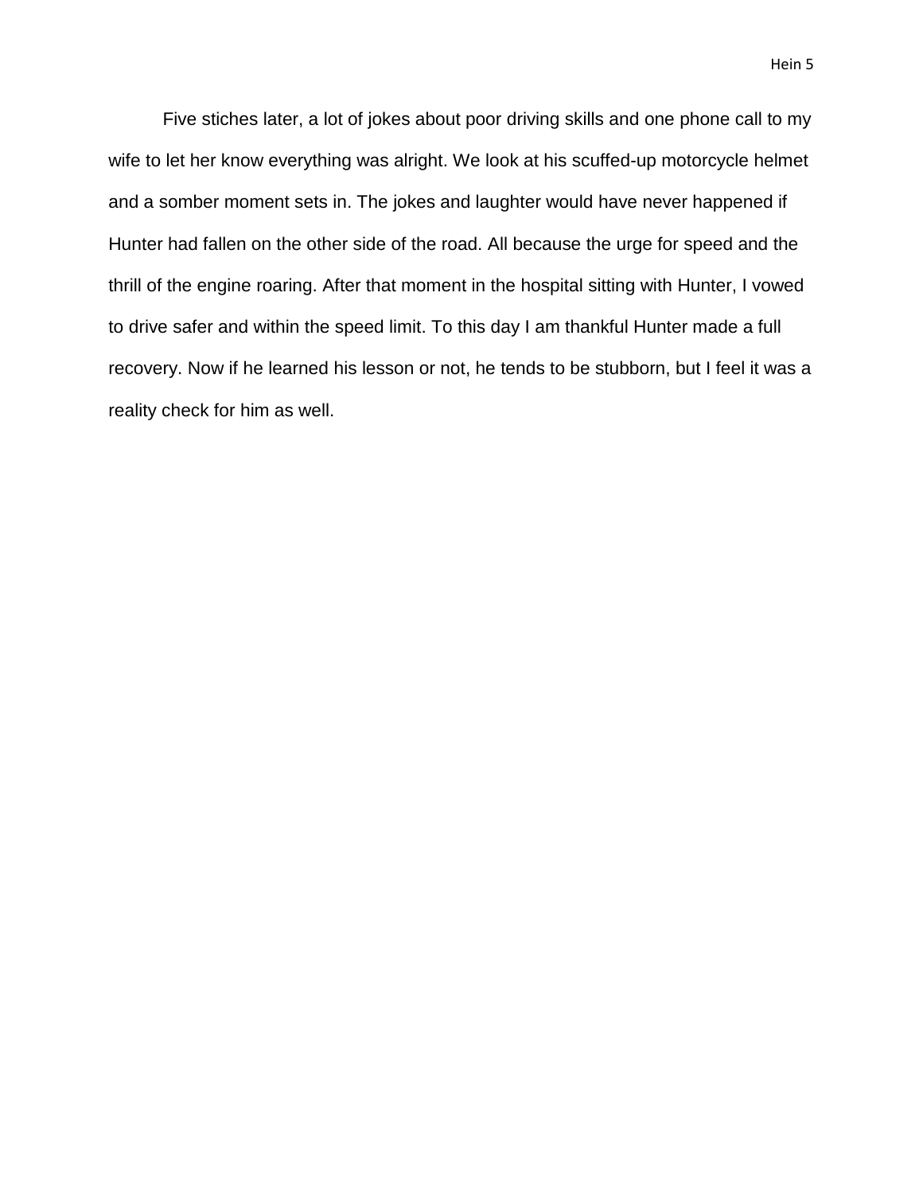Five stiches later, a lot of jokes about poor driving skills and one phone call to my wife to let her know everything was alright. We look at his scuffed-up motorcycle helmet and a somber moment sets in. The jokes and laughter would have never happened if Hunter had fallen on the other side of the road. All because the urge for speed and the thrill of the engine roaring. After that moment in the hospital sitting with Hunter, I vowed to drive safer and within the speed limit. To this day I am thankful Hunter made a full recovery. Now if he learned his lesson or not, he tends to be stubborn, but I feel it was a reality check for him as well.